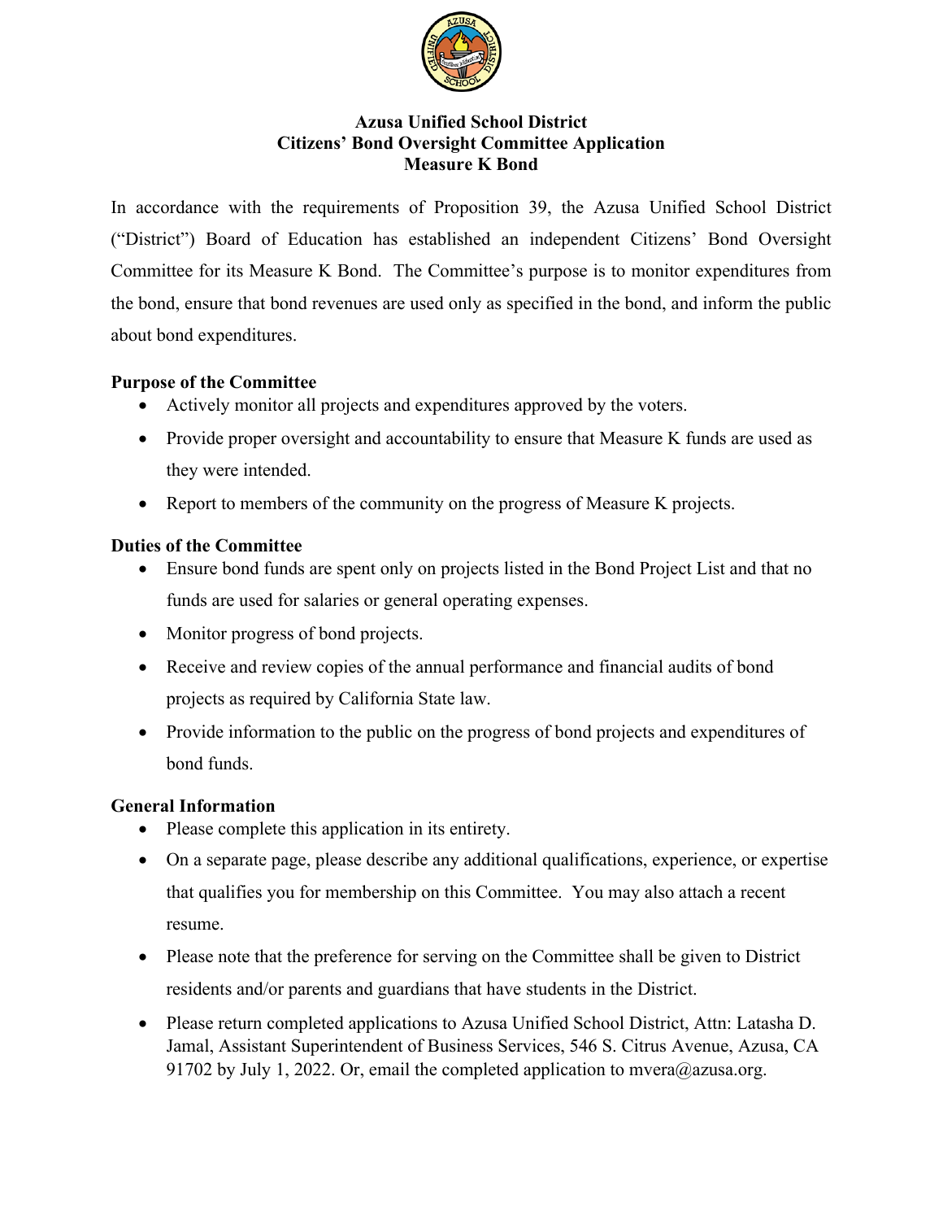# Azusa Unified School District
# Citizens' Bond Oversight Committee Application
# Measure K Bond

In accordance with the requirements of Proposition 39, the Azusa Unified School District ("District") Board of Education has established an independent Citizens' Bond Oversight Committee for its Measure K Bond. The Committee's purpose is to monitor expenditures from the bond, ensure that bond revenues are used only as specified in the bond, and inform the public about bond expenditures.

**Purpose of the Committee**

- Actively monitor all projects and expenditures approved by the voters.
- Provide proper oversight and accountability to ensure that Measure K funds are used as they were intended.
- Report to members of the community on the progress of Measure K projects.

**Duties of the Committee**

- Ensure bond funds are spent only on projects listed in the Bond Project List and that no funds are used for salaries or general operating expenses.
- Monitor progress of bond projects.
- Receive and review copies of the annual performance and financial audits of bond projects as required by California State law.
- Provide information to the public on the progress of bond projects and expenditures of bond funds.

**General Information**

- Please complete this application in its entirety.
- On a separate page, please describe any additional qualifications, experience, or expertise that qualifies you for membership on this Committee. You may also attach a recent resume.
- Please note that the preference for serving on the Committee shall be given to District residents and/or parents and guardians that have students in the District.
- Please return completed applications to Azusa Unified School District, Attn: Latasha D. Jamal, Assistant Superintendent of Business Services, 546 S. Citrus Avenue, Azusa, CA 91702 by July 1, 2022. Or, email the completed application to mvera@azusa.org.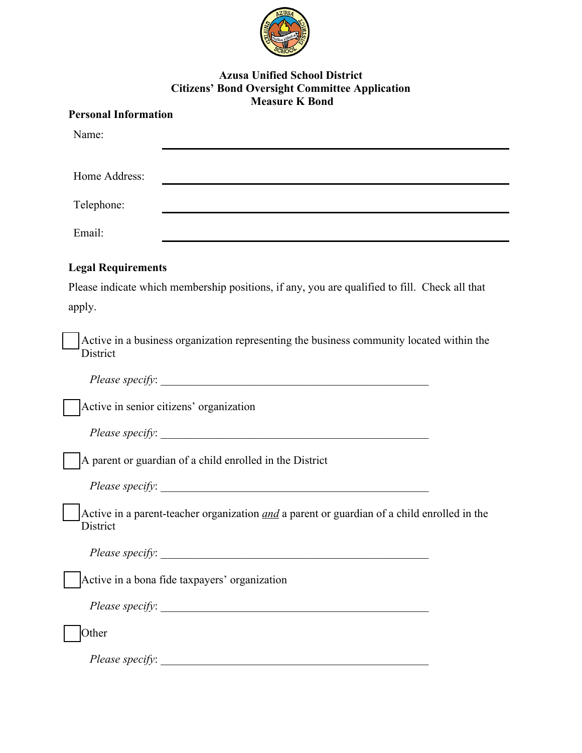**Azusa Unified School District**
**Citizens' Bond Oversight Committee Application**
**Measure K Bond**

**Personal Information**

Name: ______________________________

Home Address: ______________________________

Telephone: ______________________________

Email: ______________________________

**Legal Requirements**

Please indicate which membership positions, if any, you are qualified to fill. Check all that apply.

☐ Active in a business organization representing the business community located within the District

*Please specify*: ______________________________

☐ Active in senior citizens' organization

*Please specify*: ______________________________

☐ A parent or guardian of a child enrolled in the District

*Please specify*: ______________________________

☐ Active in a parent-teacher organization *and* a parent or guardian of a child enrolled in the District

*Please specify*: ______________________________

☐ Active in a bona fide taxpayers' organization

*Please specify*: ______________________________

☐ Other

*Please specify*: ______________________________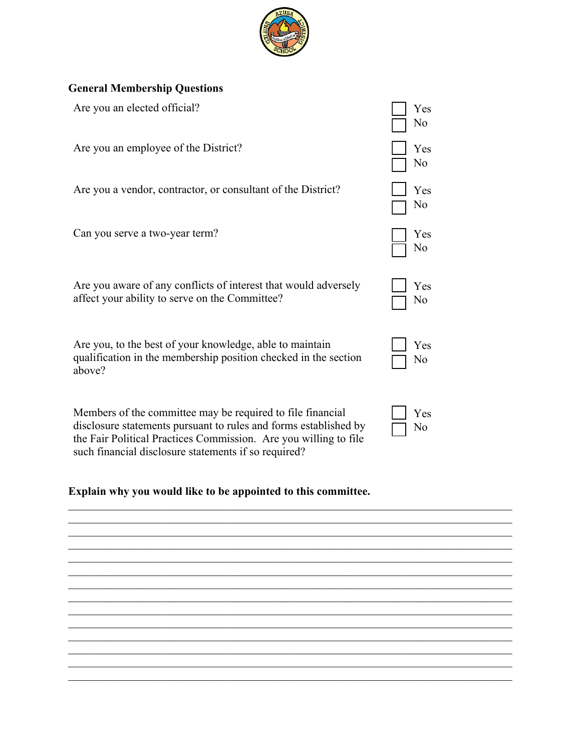## General Membership Questions

Are you an elected official?

☐ Yes
☐ No

Are you an employee of the District?

☐ Yes
☐ No

Are you a vendor, contractor, or consultant of the District?

☐ Yes
☐ No

Can you serve a two-year term?

☐ Yes
☐ No

Are you aware of any conflicts of interest that would adversely affect your ability to serve on the Committee?

☐ Yes
☐ No

Are you, to the best of your knowledge, able to maintain qualification in the membership position checked in the section above?

☐ Yes
☐ No

Members of the committee may be required to file financial disclosure statements pursuant to rules and forms established by the Fair Political Practices Commission. Are you willing to file such financial disclosure statements if so required?

☐ Yes
☐ No

**Explain why you would like to be appointed to this committee.**

______________________________________________________________________________

______________________________________________________________________________

______________________________________________________________________________

______________________________________________________________________________

______________________________________________________________________________

______________________________________________________________________________

______________________________________________________________________________

______________________________________________________________________________

______________________________________________________________________________

______________________________________________________________________________

______________________________________________________________________________

______________________________________________________________________________

______________________________________________________________________________

______________________________________________________________________________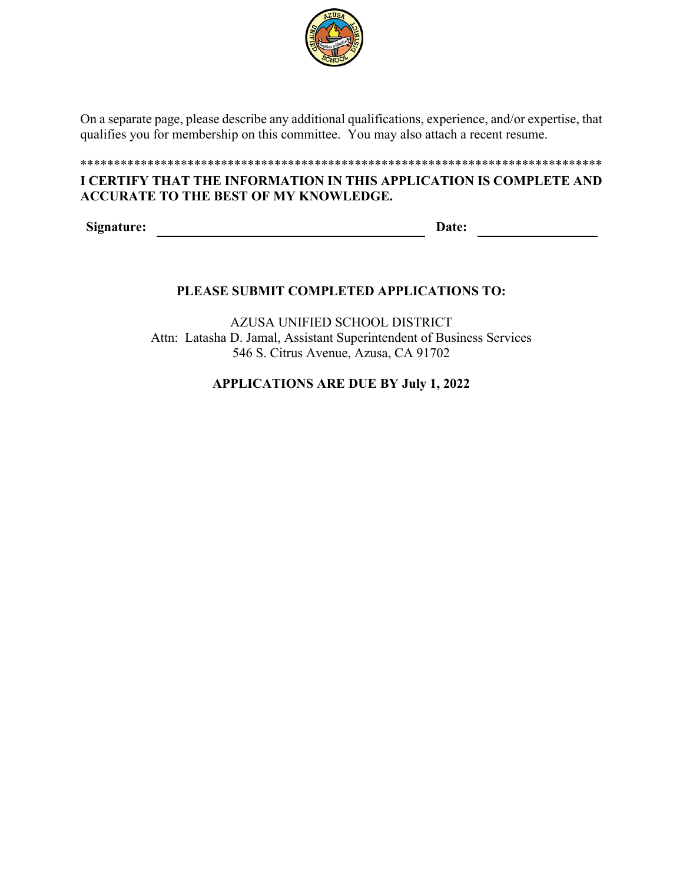On a separate page, please describe any additional qualifications, experience, and/or expertise, that qualifies you for membership on this committee. You may also attach a recent resume.

*******************************************************************************

**I CERTIFY THAT THE INFORMATION IN THIS APPLICATION IS COMPLETE AND ACCURATE TO THE BEST OF MY KNOWLEDGE.**

**Signature:** ______________________________ **Date:** ________________

**PLEASE SUBMIT COMPLETED APPLICATIONS TO:**

AZUSA UNIFIED SCHOOL DISTRICT
Attn: Latasha D. Jamal, Assistant Superintendent of Business Services
546 S. Citrus Avenue, Azusa, CA 91702

**APPLICATIONS ARE DUE BY July 1, 2022**